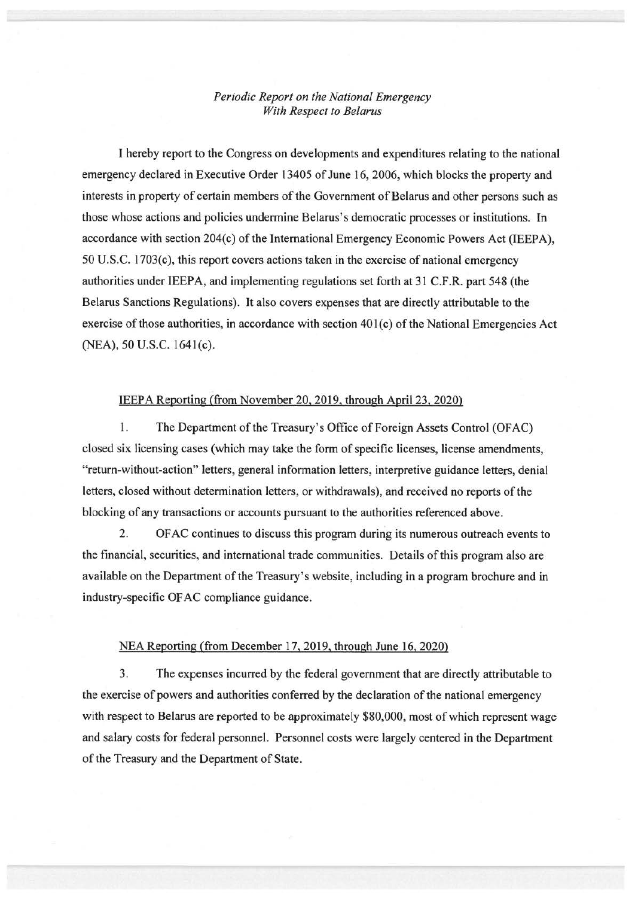*Periodic Report on the National Emergency*
*With Respect to Belarus*

I hereby report to the Congress on developments and expenditures relating to the national emergency declared in Executive Order 13405 of June 16, 2006, which blocks the property and interests in property of certain members of the Government of Belarus and other persons such as those whose actions and policies undermine Belarus's democratic processes or institutions. In accordance with section 204(c) of the International Emergency Economic Powers Act (IEEPA), 50 U.S.C. 1703(c), this report covers actions taken in the exercise of national emergency authorities under IEEPA, and implementing regulations set forth at 31 C.F.R. part 548 (the Belarus Sanctions Regulations). It also covers expenses that are directly attributable to the exercise of those authorities, in accordance with section 401(c) of the National Emergencies Act (NEA), 50 U.S.C. 1641(c).

IEEPA Reporting (from November 20, 2019, through April 23, 2020)

1. The Department of the Treasury's Office of Foreign Assets Control (OFAC) closed six licensing cases (which may take the form of specific licenses, license amendments, "return-without-action" letters, general information letters, interpretive guidance letters, denial letters, closed without determination letters, or withdrawals), and received no reports of the blocking of any transactions or accounts pursuant to the authorities referenced above.

2. OFAC continues to discuss this program during its numerous outreach events to the financial, securities, and international trade communities. Details of this program also are available on the Department of the Treasury's website, including in a program brochure and in industry-specific OFAC compliance guidance.

NEA Reporting (from December 17, 2019, through June 16, 2020)

3. The expenses incurred by the federal government that are directly attributable to the exercise of powers and authorities conferred by the declaration of the national emergency with respect to Belarus are reported to be approximately $80,000, most of which represent wage and salary costs for federal personnel. Personnel costs were largely centered in the Department of the Treasury and the Department of State.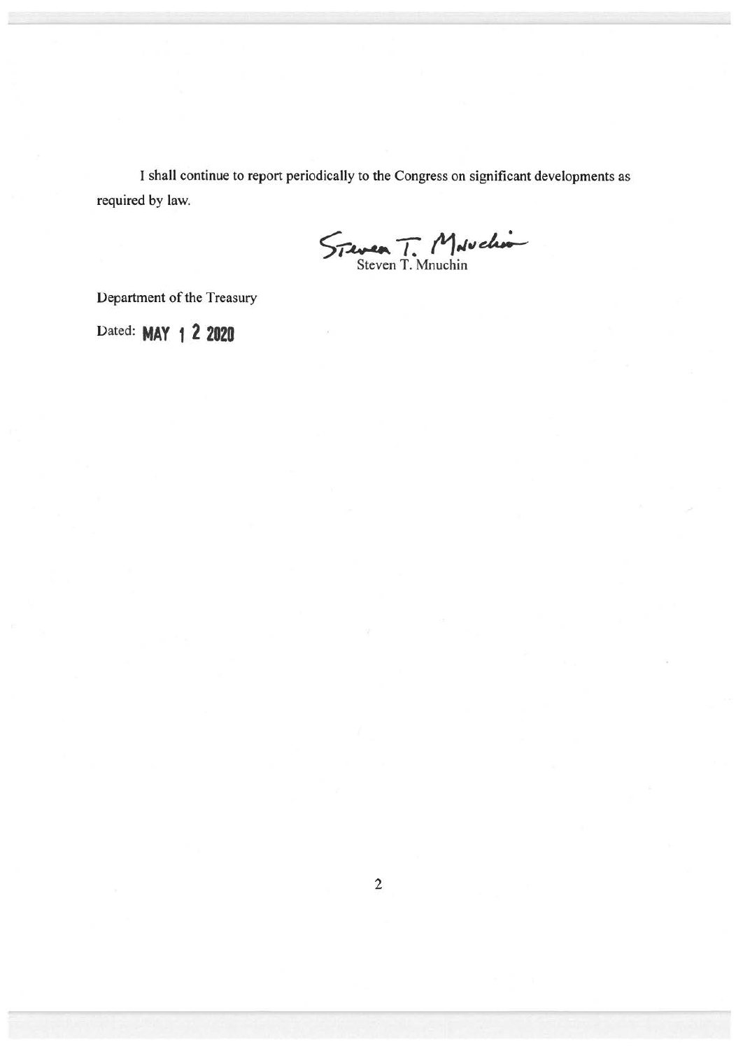I shall continue to report periodically to the Congress on significant developments as required by law.

Steven T. Mnuchin

Department of the Treasury

Dated: **MAY 1 2 2020**